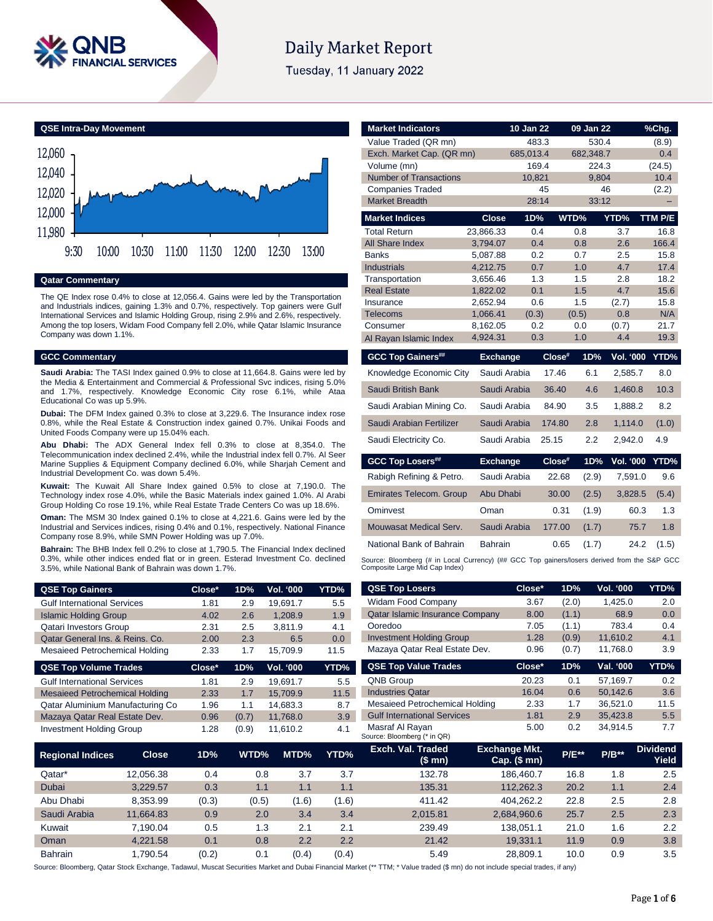# Daily Market Report

Tuesday, 11 January 2022

## QSE Intra-Day Movement

## Qatar Commentary

The QE Index rose 0.4% to close at 12,056.4. Gains were led by the Transportation and Industrials indices, gaining 1.3% and 0.7%, respectively. Top gainers were Gulf International Services and Islamic Holding Group, rising 2.9% and 2.6%, respectively. Among the top losers, Widam Food Company fell 2.0%, while Qatar Islamic Insurance Company was down 1.1%.

## GCC Commentary

**Saudi Arabia:** The TASI Index gained 0.9% to close at 11,664.8. Gains were led by the Media & Entertainment and Commercial & Professional Svc indices, rising 5.0% and 1.7%, respectively. Knowledge Economic City rose 6.1%, while Ataa Educational Co was up 5.9%.

**Dubai:** The DFM Index gained 0.3% to close at 3,229.6. The Insurance index rose 0.8%, while the Real Estate & Construction index gained 0.7%. Unikai Foods and United Foods Company were up 15.04% each.

**Abu Dhabi:** The ADX General Index fell 0.3% to close at 8,354.0. The Telecommunication index declined 2.4%, while the Industrial index fell 0.7%. Al Seer Marine Supplies & Equipment Company declined 6.0%, while Sharjah Cement and Industrial Development Co. was down 5.4%.

**Kuwait:** The Kuwait All Share Index gained 0.5% to close at 7,190.0. The Technology index rose 4.0%, while the Basic Materials index gained 1.0%. Al Arabi Group Holding Co rose 19.1%, while Real Estate Trade Centers Co was up 18.6%.

**Oman:** The MSM 30 Index gained 0.1% to close at 4,221.6. Gains were led by the Industrial and Services indices, rising 0.4% and 0.1%, respectively. National Finance Company rose 8.9%, while SMN Power Holding was up 7.0%.

**Bahrain:** The BHB Index fell 0.2% to close at 1,790.5. The Financial Index declined 0.3%, while other indices ended flat or in green. Esterad Investment Co. declined 3.5%, while National Bank of Bahrain was down 1.7%.

| Market Indicators | 10 Jan 22 | 09 Jan 22 | %Chg. |
|---|---|---|---|
| Value Traded (QR mn) | 483.3 | 530.4 | (8.9) |
| Exch. Market Cap. (QR mn) | 685,013.4 | 682,348.7 | 0.4 |
| Volume (mn) | 169.4 | 224.3 | (24.5) |
| Number of Transactions | 10,821 | 9,804 | 10.4 |
| Companies Traded | 45 | 46 | (2.2) |
| Market Breadth | 28:14 | 33:12 | – |

| Market Indices | Close | 1D% | WTD% | YTD% | TTM P/E |
|---|---|---|---|---|---|
| Total Return | 23,866.33 | 0.4 | 0.8 | 3.7 | 16.8 |
| All Share Index | 3,794.07 | 0.4 | 0.8 | 2.6 | 166.4 |
| Banks | 5,087.88 | 0.2 | 0.7 | 2.5 | 15.8 |
| Industrials | 4,212.75 | 0.7 | 1.0 | 4.7 | 17.4 |
| Transportation | 3,656.46 | 1.3 | 1.5 | 2.8 | 18.2 |
| Real Estate | 1,822.02 | 0.1 | 1.5 | 4.7 | 15.6 |
| Insurance | 2,652.94 | 0.6 | 1.5 | (2.7) | 15.8 |
| Telecoms | 1,066.41 | (0.3) | (0.5) | 0.8 | N/A |
| Consumer | 8,162.05 | 0.2 | 0.0 | (0.7) | 21.7 |
| Al Rayan Islamic Index | 4,924.31 | 0.3 | 1.0 | 4.4 | 19.3 |

| GCC Top Gainers## | Exchange | Close# | 1D% | Vol. '000 | YTD% |
|---|---|---|---|---|---|
| Knowledge Economic City | Saudi Arabia | 17.46 | 6.1 | 2,585.7 | 8.0 |
| Saudi British Bank | Saudi Arabia | 36.40 | 4.6 | 1,460.8 | 10.3 |
| Saudi Arabian Mining Co. | Saudi Arabia | 84.90 | 3.5 | 1,888.2 | 8.2 |
| Saudi Arabian Fertilizer | Saudi Arabia | 174.80 | 2.8 | 1,114.0 | (1.0) |
| Saudi Electricity Co. | Saudi Arabia | 25.15 | 2.2 | 2,942.0 | 4.9 |

| GCC Top Losers## | Exchange | Close# | 1D% | Vol. '000 | YTD% |
|---|---|---|---|---|---|
| Rabigh Refining & Petro. | Saudi Arabia | 22.68 | (2.9) | 7,591.0 | 9.6 |
| Emirates Telecom. Group | Abu Dhabi | 30.00 | (2.5) | 3,828.5 | (5.4) |
| Ominvest | Oman | 0.31 | (1.9) | 60.3 | 1.3 |
| Mouwasat Medical Serv. | Saudi Arabia | 177.00 | (1.7) | 75.7 | 1.8 |
| National Bank of Bahrain | Bahrain | 0.65 | (1.7) | 24.2 | (1.5) |

Source: Bloomberg (# in Local Currency) (## GCC Top gainers/losers derived from the S&P GCC Composite Large Mid Cap Index)

| QSE Top Gainers | Close* | 1D% | Vol. '000 | YTD% |
|---|---|---|---|---|
| Gulf International Services | 1.81 | 2.9 | 19,691.7 | 5.5 |
| Islamic Holding Group | 4.02 | 2.6 | 1,208.9 | 1.9 |
| Qatari Investors Group | 2.31 | 2.5 | 3,811.9 | 4.1 |
| Qatar General Ins. & Reins. Co. | 2.00 | 2.3 | 6.5 | 0.0 |
| Mesaieed Petrochemical Holding | 2.33 | 1.7 | 15,709.9 | 11.5 |

| QSE Top Volume Trades | Close* | 1D% | Vol. '000 | YTD% |
|---|---|---|---|---|
| Gulf International Services | 1.81 | 2.9 | 19,691.7 | 5.5 |
| Mesaieed Petrochemical Holding | 2.33 | 1.7 | 15,709.9 | 11.5 |
| Qatar Aluminium Manufacturing Co | 1.96 | 1.1 | 14,683.3 | 8.7 |
| Mazaya Qatar Real Estate Dev. | 0.96 | (0.7) | 11,768.0 | 3.9 |
| Investment Holding Group | 1.28 | (0.9) | 11,610.2 | 4.1 |

| QSE Top Losers | Close* | 1D% | Vol. '000 | YTD% |
|---|---|---|---|---|
| Widam Food Company | 3.67 | (2.0) | 1,425.0 | 2.0 |
| Qatar Islamic Insurance Company | 8.00 | (1.1) | 68.9 | 0.0 |
| Ooredoo | 7.05 | (1.1) | 783.4 | 0.4 |
| Investment Holding Group | 1.28 | (0.9) | 11,610.2 | 4.1 |
| Mazaya Qatar Real Estate Dev. | 0.96 | (0.7) | 11,768.0 | 3.9 |

| QSE Top Value Trades | Close* | 1D% | Val. '000 | YTD% |
|---|---|---|---|---|
| QNB Group | 20.23 | 0.1 | 57,169.7 | 0.2 |
| Industries Qatar | 16.04 | 0.6 | 50,142.6 | 3.6 |
| Mesaieed Petrochemical Holding | 2.33 | 1.7 | 36,521.0 | 11.5 |
| Gulf International Services | 1.81 | 2.9 | 35,423.8 | 5.5 |
| Masraf Al Rayan | 5.00 | 0.2 | 34,914.5 | 7.7 |

Source: Bloomberg (* in QR)

| Regional Indices | Close | 1D% | WTD% | MTD% | YTD% | Exch. Val. Traded ($ mn) | Exchange Mkt. Cap. ($ mn) | P/E** | P/B** | Dividend Yield |
|---|---|---|---|---|---|---|---|---|---|---|
| Qatar* | 12,056.38 | 0.4 | 0.8 | 3.7 | 3.7 | 132.78 | 186,460.7 | 16.8 | 1.8 | 2.5 |
| Dubai | 3,229.57 | 0.3 | 1.1 | 1.1 | 1.1 | 135.31 | 112,262.3 | 20.2 | 1.1 | 2.4 |
| Abu Dhabi | 8,353.99 | (0.3) | (0.5) | (1.6) | (1.6) | 411.42 | 404,262.2 | 22.8 | 2.5 | 2.8 |
| Saudi Arabia | 11,664.83 | 0.9 | 2.0 | 3.4 | 3.4 | 2,015.81 | 2,684,960.6 | 25.7 | 2.5 | 2.3 |
| Kuwait | 7,190.04 | 0.5 | 1.3 | 2.1 | 2.1 | 239.49 | 138,051.1 | 21.0 | 1.6 | 2.2 |
| Oman | 4,221.58 | 0.1 | 0.8 | 2.2 | 2.2 | 21.42 | 19,331.1 | 11.9 | 0.9 | 3.8 |
| Bahrain | 1,790.54 | (0.2) | 0.1 | (0.4) | (0.4) | 5.49 | 28,809.1 | 10.0 | 0.9 | 3.5 |

Source: Bloomberg, Qatar Stock Exchange, Tadawul, Muscat Securities Market and Dubai Financial Market (** TTM; * Value traded ($ mn) do not include special trades, if any)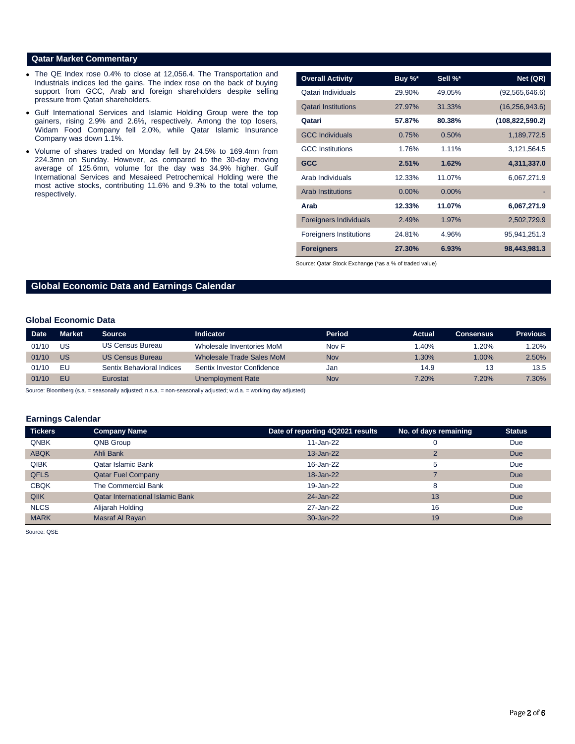## Qatar Market Commentary

- The QE Index rose 0.4% to close at 12,056.4. The Transportation and Industrials indices led the gains. The index rose on the back of buying support from GCC, Arab and foreign shareholders despite selling pressure from Qatari shareholders.
- Gulf International Services and Islamic Holding Group were the top gainers, rising 2.9% and 2.6%, respectively. Among the top losers, Widam Food Company fell 2.0%, while Qatar Islamic Insurance Company was down 1.1%.
- Volume of shares traded on Monday fell by 24.5% to 169.4mn from 224.3mn on Sunday. However, as compared to the 30-day moving average of 125.6mn, volume for the day was 34.9% higher. Gulf International Services and Mesaieed Petrochemical Holding were the most active stocks, contributing 11.6% and 9.3% to the total volume, respectively.

| Overall Activity | Buy %* | Sell %* | Net (QR) |
|---|---|---|---|
| Qatari Individuals | 29.90% | 49.05% | (92,565,646.6) |
| Qatari Institutions | 27.97% | 31.33% | (16,256,943.6) |
| **Qatari** | **57.87%** | **80.38%** | **(108,822,590.2)** |
| GCC Individuals | 0.75% | 0.50% | 1,189,772.5 |
| GCC Institutions | 1.76% | 1.11% | 3,121,564.5 |
| **GCC** | **2.51%** | **1.62%** | **4,311,337.0** |
| Arab Individuals | 12.33% | 11.07% | 6,067,271.9 |
| Arab Institutions | 0.00% | 0.00% | - |
| **Arab** | **12.33%** | **11.07%** | **6,067,271.9** |
| Foreigners Individuals | 2.49% | 1.97% | 2,502,729.9 |
| Foreigners Institutions | 24.81% | 4.96% | 95,941,251.3 |
| **Foreigners** | **27.30%** | **6.93%** | **98,443,981.3** |

Source: Qatar Stock Exchange (*as a % of traded value)

## Global Economic Data and Earnings Calendar

### Global Economic Data

| Date | Market | Source | Indicator | Period | Actual | Consensus | Previous |
|---|---|---|---|---|---|---|---|
| 01/10 | US | US Census Bureau | Wholesale Inventories MoM | Nov F | 1.40% | 1.20% | 1.20% |
| 01/10 | US | US Census Bureau | Wholesale Trade Sales MoM | Nov | 1.30% | 1.00% | 2.50% |
| 01/10 | EU | Sentix Behavioral Indices | Sentix Investor Confidence | Jan | 14.9 | 13 | 13.5 |
| 01/10 | EU | Eurostat | Unemployment Rate | Nov | 7.20% | 7.20% | 7.30% |

Source: Bloomberg (s.a. = seasonally adjusted; n.s.a. = non-seasonally adjusted; w.d.a. = working day adjusted)

### Earnings Calendar

| Tickers | Company Name | Date of reporting 4Q2021 results | No. of days remaining | Status |
|---|---|---|---|---|
| QNBK | QNB Group | 11-Jan-22 | 0 | Due |
| ABQK | Ahli Bank | 13-Jan-22 | 2 | Due |
| QIBK | Qatar Islamic Bank | 16-Jan-22 | 5 | Due |
| QFLS | Qatar Fuel Company | 18-Jan-22 | 7 | Due |
| CBQK | The Commercial Bank | 19-Jan-22 | 8 | Due |
| QIIK | Qatar International Islamic Bank | 24-Jan-22 | 13 | Due |
| NLCS | Alijarah Holding | 27-Jan-22 | 16 | Due |
| MARK | Masraf Al Rayan | 30-Jan-22 | 19 | Due |

Source: QSE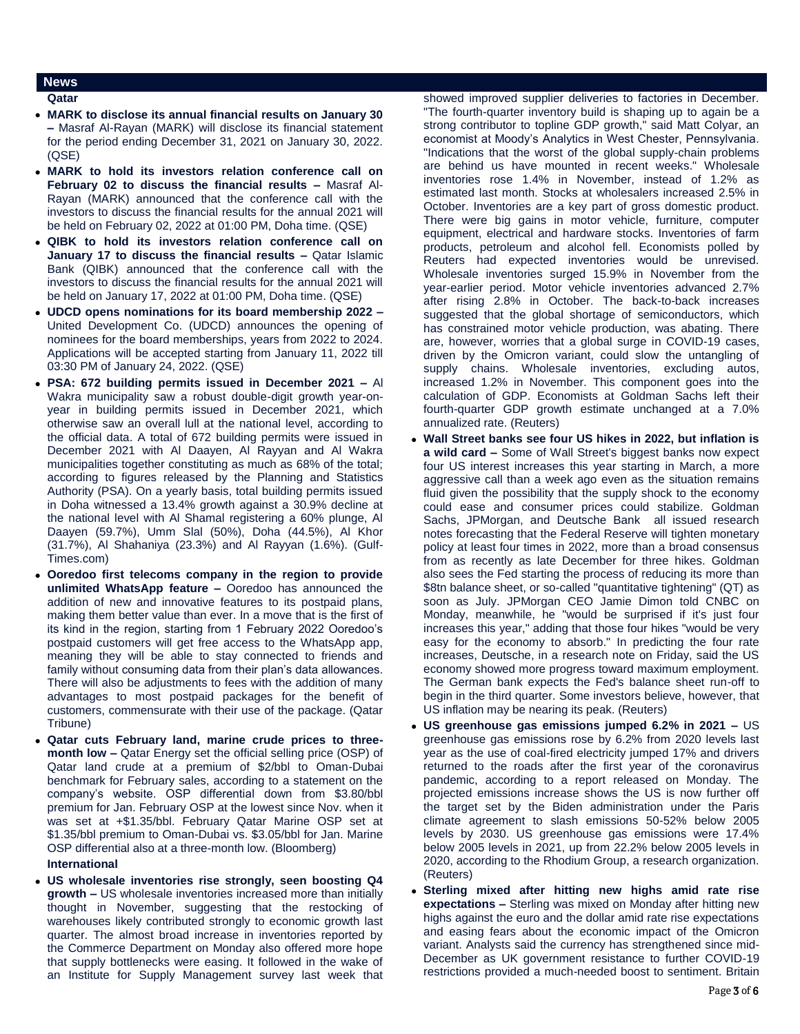## News

### Qatar

- **MARK to disclose its annual financial results on January 30 –** Masraf Al-Rayan (MARK) will disclose its financial statement for the period ending December 31, 2021 on January 30, 2022. (QSE)
- **MARK to hold its investors relation conference call on February 02 to discuss the financial results –** Masraf Al-Rayan (MARK) announced that the conference call with the investors to discuss the financial results for the annual 2021 will be held on February 02, 2022 at 01:00 PM, Doha time. (QSE)
- **QIBK to hold its investors relation conference call on January 17 to discuss the financial results –** Qatar Islamic Bank (QIBK) announced that the conference call with the investors to discuss the financial results for the annual 2021 will be held on January 17, 2022 at 01:00 PM, Doha time. (QSE)
- **UDCD opens nominations for its board membership 2022 –** United Development Co. (UDCD) announces the opening of nominees for the board memberships, years from 2022 to 2024. Applications will be accepted starting from January 11, 2022 till 03:30 PM of January 24, 2022. (QSE)
- **PSA: 672 building permits issued in December 2021 –** Al Wakra municipality saw a robust double-digit growth year-on-year in building permits issued in December 2021, which otherwise saw an overall lull at the national level, according to the official data. A total of 672 building permits were issued in December 2021 with Al Daayen, Al Rayyan and Al Wakra municipalities together constituting as much as 68% of the total; according to figures released by the Planning and Statistics Authority (PSA). On a yearly basis, total building permits issued in Doha witnessed a 13.4% growth against a 30.9% decline at the national level with Al Shamal registering a 60% plunge, Al Daayen (59.7%), Umm Slal (50%), Doha (44.5%), Al Khor (31.7%), Al Shahaniya (23.3%) and Al Rayyan (1.6%). (Gulf-Times.com)
- **Ooredoo first telecoms company in the region to provide unlimited WhatsApp feature –** Ooredoo has announced the addition of new and innovative features to its postpaid plans, making them better value than ever. In a move that is the first of its kind in the region, starting from 1 February 2022 Ooredoo's postpaid customers will get free access to the WhatsApp app, meaning they will be able to stay connected to friends and family without consuming data from their plan's data allowances. There will also be adjustments to fees with the addition of many advantages to most postpaid packages for the benefit of customers, commensurate with their use of the package. (Qatar Tribune)
- **Qatar cuts February land, marine crude prices to three-month low –** Qatar Energy set the official selling price (OSP) of Qatar land crude at a premium of $2/bbl to Oman-Dubai benchmark for February sales, according to a statement on the company's website. OSP differential down from $3.80/bbl premium for Jan. February OSP at the lowest since Nov. when it was set at +$1.35/bbl. February Qatar Marine OSP set at $1.35/bbl premium to Oman-Dubai vs. $3.05/bbl for Jan. Marine OSP differential also at a three-month low. (Bloomberg)

### International

- **US wholesale inventories rise strongly, seen boosting Q4 growth –** US wholesale inventories increased more than initially thought in November, suggesting that the restocking of warehouses likely contributed strongly to economic growth last quarter. The almost broad increase in inventories reported by the Commerce Department on Monday also offered more hope that supply bottlenecks were easing. It followed in the wake of an Institute for Supply Management survey last week that showed improved supplier deliveries to factories in December. "The fourth-quarter inventory build is shaping up to again be a strong contributor to topline GDP growth," said Matt Colyar, an economist at Moody's Analytics in West Chester, Pennsylvania. "Indications that the worst of the global supply-chain problems are behind us have mounted in recent weeks." Wholesale inventories rose 1.4% in November, instead of 1.2% as estimated last month. Stocks at wholesalers increased 2.5% in October. Inventories are a key part of gross domestic product. There were big gains in motor vehicle, furniture, computer equipment, electrical and hardware stocks. Inventories of farm products, petroleum and alcohol fell. Economists polled by Reuters had expected inventories would be unrevised. Wholesale inventories surged 15.9% in November from the year-earlier period. Motor vehicle inventories advanced 2.7% after rising 2.8% in October. The back-to-back increases suggested that the global shortage of semiconductors, which has constrained motor vehicle production, was abating. There are, however, worries that a global surge in COVID-19 cases, driven by the Omicron variant, could slow the untangling of supply chains. Wholesale inventories, excluding autos, increased 1.2% in November. This component goes into the calculation of GDP. Economists at Goldman Sachs left their fourth-quarter GDP growth estimate unchanged at a 7.0% annualized rate. (Reuters)
- **Wall Street banks see four US hikes in 2022, but inflation is a wild card –** Some of Wall Street's biggest banks now expect four US interest increases this year starting in March, a more aggressive call than a week ago even as the situation remains fluid given the possibility that the supply shock to the economy could ease and consumer prices could stabilize. Goldman Sachs, JPMorgan, and Deutsche Bank all issued research notes forecasting that the Federal Reserve will tighten monetary policy at least four times in 2022, more than a broad consensus from as recently as late December for three hikes. Goldman also sees the Fed starting the process of reducing its more than $8tn balance sheet, or so-called "quantitative tightening" (QT) as soon as July. JPMorgan CEO Jamie Dimon told CNBC on Monday, meanwhile, he "would be surprised if it's just four increases this year," adding that those four hikes "would be very easy for the economy to absorb." In predicting the four rate increases, Deutsche, in a research note on Friday, said the US economy showed more progress toward maximum employment. The German bank expects the Fed's balance sheet run-off to begin in the third quarter. Some investors believe, however, that US inflation may be nearing its peak. (Reuters)
- **US greenhouse gas emissions jumped 6.2% in 2021 –** US greenhouse gas emissions rose by 6.2% from 2020 levels last year as the use of coal-fired electricity jumped 17% and drivers returned to the roads after the first year of the coronavirus pandemic, according to a report released on Monday. The projected emissions increase shows the US is now further off the target set by the Biden administration under the Paris climate agreement to slash emissions 50-52% below 2005 levels by 2030. US greenhouse gas emissions were 17.4% below 2005 levels in 2021, up from 22.2% below 2005 levels in 2020, according to the Rhodium Group, a research organization. (Reuters)
- **Sterling mixed after hitting new highs amid rate rise expectations –** Sterling was mixed on Monday after hitting new highs against the euro and the dollar amid rate rise expectations and easing fears about the economic impact of the Omicron variant. Analysts said the currency has strengthened since mid-December as UK government resistance to further COVID-19 restrictions provided a much-needed boost to sentiment. Britain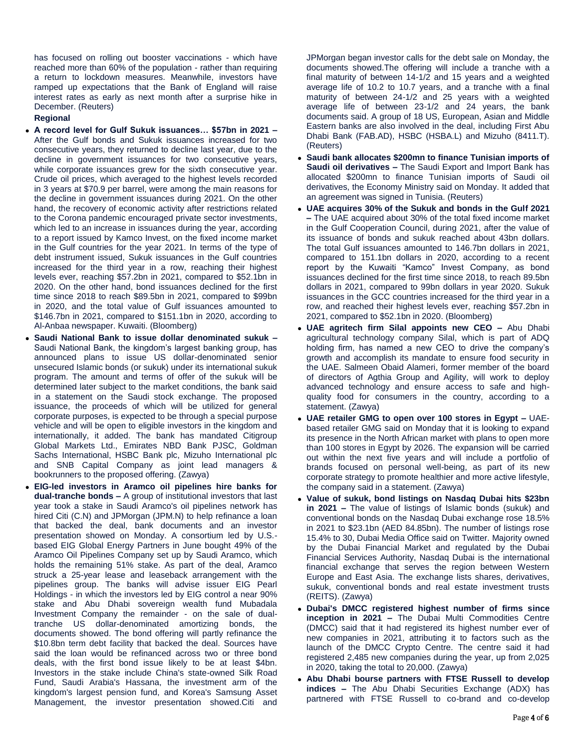has focused on rolling out booster vaccinations - which have reached more than 60% of the population - rather than requiring a return to lockdown measures. Meanwhile, investors have ramped up expectations that the Bank of England will raise interest rates as early as next month after a surprise hike in December. (Reuters)

**Regional**

- **A record level for Gulf Sukuk issuances… $57bn in 2021 –** After the Gulf bonds and Sukuk issuances increased for two consecutive years, they returned to decline last year, due to the decline in government issuances for two consecutive years, while corporate issuances grew for the sixth consecutive year. Crude oil prices, which averaged to the highest levels recorded in 3 years at $70.9 per barrel, were among the main reasons for the decline in government issuances during 2021. On the other hand, the recovery of economic activity after restrictions related to the Corona pandemic encouraged private sector investments, which led to an increase in issuances during the year, according to a report issued by Kamco Invest, on the fixed income market in the Gulf countries for the year 2021. In terms of the type of debt instrument issued, Sukuk issuances in the Gulf countries increased for the third year in a row, reaching their highest levels ever, reaching $57.2bn in 2021, compared to $52.1bn in 2020. On the other hand, bond issuances declined for the first time since 2018 to reach $89.5bn in 2021, compared to $99bn in 2020, and the total value of Gulf issuances amounted to $146.7bn in 2021, compared to $151.1bn in 2020, according to Al-Anbaa newspaper. Kuwaiti. (Bloomberg)
- **Saudi National Bank to issue dollar denominated sukuk –** Saudi National Bank, the kingdom's largest banking group, has announced plans to issue US dollar-denominated senior unsecured Islamic bonds (or sukuk) under its international sukuk program. The amount and terms of offer of the sukuk will be determined later subject to the market conditions, the bank said in a statement on the Saudi stock exchange. The proposed issuance, the proceeds of which will be utilized for general corporate purposes, is expected to be through a special purpose vehicle and will be open to eligible investors in the kingdom and internationally, it added. The bank has mandated Citigroup Global Markets Ltd., Emirates NBD Bank PJSC, Goldman Sachs International, HSBC Bank plc, Mizuho International plc and SNB Capital Company as joint lead managers & bookrunners to the proposed offering. (Zawya)
- **EIG-led investors in Aramco oil pipelines hire banks for dual-tranche bonds –** A group of institutional investors that last year took a stake in Saudi Aramco's oil pipelines network has hired Citi (C.N) and JPMorgan (JPM.N) to help refinance a loan that backed the deal, bank documents and an investor presentation showed on Monday. A consortium led by U.S.-based EIG Global Energy Partners in June bought 49% of the Aramco Oil Pipelines Company set up by Saudi Aramco, which holds the remaining 51% stake. As part of the deal, Aramco struck a 25-year lease and leaseback arrangement with the pipelines group. The banks will advise issuer EIG Pearl Holdings - in which the investors led by EIG control a near 90% stake and Abu Dhabi sovereign wealth fund Mubadala Investment Company the remainder - on the sale of dual-tranche US dollar-denominated amortizing bonds, the documents showed. The bond offering will partly refinance the $10.8bn term debt facility that backed the deal. Sources have said the loan would be refinanced across two or three bond deals, with the first bond issue likely to be at least $4bn. Investors in the stake include China's state-owned Silk Road Fund, Saudi Arabia's Hassana, the investment arm of the kingdom's largest pension fund, and Korea's Samsung Asset Management, the investor presentation showed.Citi and JPMorgan began investor calls for the debt sale on Monday, the documents showed.The offering will include a tranche with a final maturity of between 14-1/2 and 15 years and a weighted average life of 10.2 to 10.7 years, and a tranche with a final maturity of between 24-1/2 and 25 years with a weighted average life of between 23-1/2 and 24 years, the bank documents said. A group of 18 US, European, Asian and Middle Eastern banks are also involved in the deal, including First Abu Dhabi Bank (FAB.AD), HSBC (HSBA.L) and Mizuho (8411.T). (Reuters)
- **Saudi bank allocates $200mn to finance Tunisian imports of Saudi oil derivatives –** The Saudi Export and Import Bank has allocated $200mn to finance Tunisian imports of Saudi oil derivatives, the Economy Ministry said on Monday. It added that an agreement was signed in Tunisia. (Reuters)
- **UAE acquires 30% of the Sukuk and bonds in the Gulf 2021 –** The UAE acquired about 30% of the total fixed income market in the Gulf Cooperation Council, during 2021, after the value of its issuance of bonds and sukuk reached about 43bn dollars. The total Gulf issuances amounted to 146.7bn dollars in 2021, compared to 151.1bn dollars in 2020, according to a recent report by the Kuwaiti "Kamco" Invest Company, as bond issuances declined for the first time since 2018, to reach 89.5bn dollars in 2021, compared to 99bn dollars in year 2020. Sukuk issuances in the GCC countries increased for the third year in a row, and reached their highest levels ever, reaching $57.2bn in 2021, compared to $52.1bn in 2020. (Bloomberg)
- **UAE agritech firm Silal appoints new CEO –** Abu Dhabi agricultural technology company Silal, which is part of ADQ holding firm, has named a new CEO to drive the company's growth and accomplish its mandate to ensure food security in the UAE. Salmeen Obaid Alameri, former member of the board of directors of Agthia Group and Agility, will work to deploy advanced technology and ensure access to safe and high-quality food for consumers in the country, according to a statement. (Zawya)
- **UAE retailer GMG to open over 100 stores in Egypt –** UAE-based retailer GMG said on Monday that it is looking to expand its presence in the North African market with plans to open more than 100 stores in Egypt by 2026. The expansion will be carried out within the next five years and will include a portfolio of brands focused on personal well-being, as part of its new corporate strategy to promote healthier and more active lifestyle, the company said in a statement. (Zawya)
- **Value of sukuk, bond listings on Nasdaq Dubai hits $23bn in 2021 –** The value of listings of Islamic bonds (sukuk) and conventional bonds on the Nasdaq Dubai exchange rose 18.5% in 2021 to $23.1bn (AED 84.85bn). The number of listings rose 15.4% to 30, Dubai Media Office said on Twitter. Majority owned by the Dubai Financial Market and regulated by the Dubai Financial Services Authority, Nasdaq Dubai is the international financial exchange that serves the region between Western Europe and East Asia. The exchange lists shares, derivatives, sukuk, conventional bonds and real estate investment trusts (REITS). (Zawya)
- **Dubai's DMCC registered highest number of firms since inception in 2021 –** The Dubai Multi Commodities Centre (DMCC) said that it had registered its highest number ever of new companies in 2021, attributing it to factors such as the launch of the DMCC Crypto Centre. The centre said it had registered 2,485 new companies during the year, up from 2,025 in 2020, taking the total to 20,000. (Zawya)
- **Abu Dhabi bourse partners with FTSE Russell to develop indices –** The Abu Dhabi Securities Exchange (ADX) has partnered with FTSE Russell to co-brand and co-develop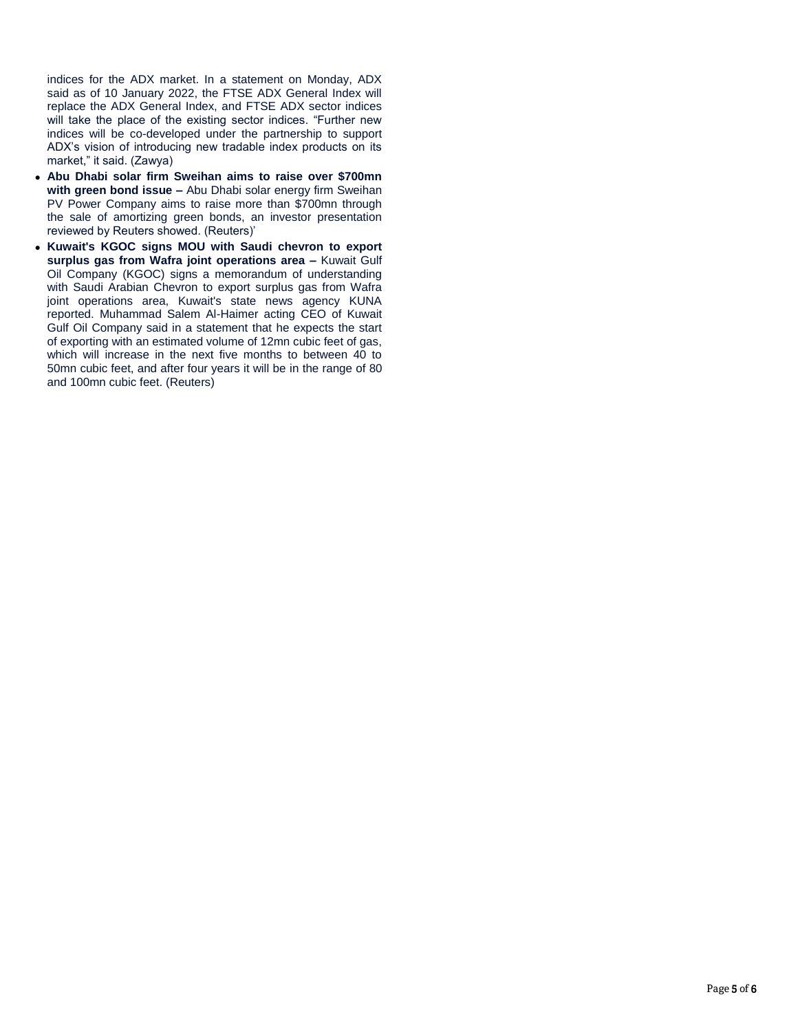indices for the ADX market. In a statement on Monday, ADX said as of 10 January 2022, the FTSE ADX General Index will replace the ADX General Index, and FTSE ADX sector indices will take the place of the existing sector indices. "Further new indices will be co-developed under the partnership to support ADX's vision of introducing new tradable index products on its market," it said. (Zawya)

- **Abu Dhabi solar firm Sweihan aims to raise over $700mn with green bond issue –** Abu Dhabi solar energy firm Sweihan PV Power Company aims to raise more than $700mn through the sale of amortizing green bonds, an investor presentation reviewed by Reuters showed. (Reuters)'
- **Kuwait's KGOC signs MOU with Saudi chevron to export surplus gas from Wafra joint operations area –** Kuwait Gulf Oil Company (KGOC) signs a memorandum of understanding with Saudi Arabian Chevron to export surplus gas from Wafra joint operations area, Kuwait's state news agency KUNA reported. Muhammad Salem Al-Haimer acting CEO of Kuwait Gulf Oil Company said in a statement that he expects the start of exporting with an estimated volume of 12mn cubic feet of gas, which will increase in the next five months to between 40 to 50mn cubic feet, and after four years it will be in the range of 80 and 100mn cubic feet. (Reuters)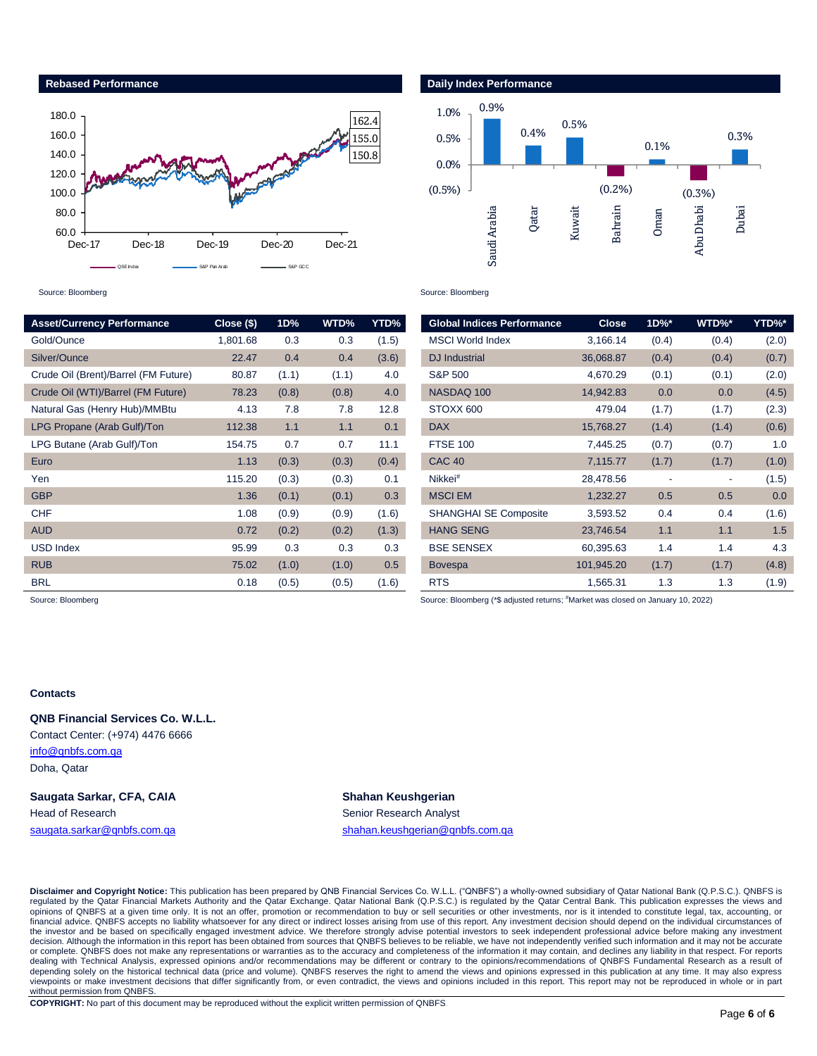**Rebased Performance**

180.0
160.0
140.0
120.0
100.0
80.0
60.0

Dec-17 Dec-18 Dec-19 Dec-20 Dec-21

162.4
155.0
150.8

QSE Index S&P Pan Arab S&P GCC

Source: Bloomberg

**Daily Index Performance**

1.0%
0.5%
0.0%
(0.5%)

0.9% 0.4% 0.5% (0.2%) 0.1% (0.3%) 0.3%

Saudi Arabia Qatar Kuwait Bahrain Oman Abu Dhabi Dubai

Source: Bloomberg

| Asset/Currency Performance | Close ($) | 1D% | WTD% | YTD% |
|---|---|---|---|---|
| Gold/Ounce | 1,801.68 | 0.3 | 0.3 | (1.5) |
| Silver/Ounce | 22.47 | 0.4 | 0.4 | (3.6) |
| Crude Oil (Brent)/Barrel (FM Future) | 80.87 | (1.1) | (1.1) | 4.0 |
| Crude Oil (WTI)/Barrel (FM Future) | 78.23 | (0.8) | (0.8) | 4.0 |
| Natural Gas (Henry Hub)/MMBtu | 4.13 | 7.8 | 7.8 | 12.8 |
| LPG Propane (Arab Gulf)/Ton | 112.38 | 1.1 | 1.1 | 0.1 |
| LPG Butane (Arab Gulf)/Ton | 154.75 | 0.7 | 0.7 | 11.1 |
| Euro | 1.13 | (0.3) | (0.3) | (0.4) |
| Yen | 115.20 | (0.3) | (0.3) | 0.1 |
| GBP | 1.36 | (0.1) | (0.1) | 0.3 |
| CHF | 1.08 | (0.9) | (0.9) | (1.6) |
| AUD | 0.72 | (0.2) | (0.2) | (1.3) |
| USD Index | 95.99 | 0.3 | 0.3 | 0.3 |
| RUB | 75.02 | (1.0) | (1.0) | 0.5 |
| BRL | 0.18 | (0.5) | (0.5) | (1.6) |

Source: Bloomberg

| Global Indices Performance | Close | 1D%* | WTD%* | YTD%* |
|---|---|---|---|---|
| MSCI World Index | 3,166.14 | (0.4) | (0.4) | (2.0) |
| DJ Industrial | 36,068.87 | (0.4) | (0.4) | (0.7) |
| S&P 500 | 4,670.29 | (0.1) | (0.1) | (2.0) |
| NASDAQ 100 | 14,942.83 | 0.0 | 0.0 | (4.5) |
| STOXX 600 | 479.04 | (1.7) | (1.7) | (2.3) |
| DAX | 15,768.27 | (1.4) | (1.4) | (0.6) |
| FTSE 100 | 7,445.25 | (0.7) | (0.7) | 1.0 |
| CAC 40 | 7,115.77 | (1.7) | (1.7) | (1.0) |
| Nikkei# | 28,478.56 | - | - | (1.5) |
| MSCI EM | 1,232.27 | 0.5 | 0.5 | 0.0 |
| SHANGHAI SE Composite | 3,593.52 | 0.4 | 0.4 | (1.6) |
| HANG SENG | 23,746.54 | 1.1 | 1.1 | 1.5 |
| BSE SENSEX | 60,395.63 | 1.4 | 1.4 | 4.3 |
| Bovespa | 101,945.20 | (1.7) | (1.7) | (4.8) |
| RTS | 1,565.31 | 1.3 | 1.3 | (1.9) |

Source: Bloomberg (*$ adjusted returns; #Market was closed on January 10, 2022)

**Contacts**

**QNB Financial Services Co. W.L.L.**
Contact Center: (+974) 4476 6666
info@qnbfs.com.qa
Doha, Qatar

**Saugata Sarkar, CFA, CAIA**
Head of Research
saugata.sarkar@qnbfs.com.qa

**Shahan Keushgerian**
Senior Research Analyst
shahan.keushgerian@qnbfs.com.qa

**Disclaimer and Copyright Notice:** This publication has been prepared by QNB Financial Services Co. W.L.L. ("QNBFS") a wholly-owned subsidiary of Qatar National Bank (Q.P.S.C.). QNBFS is regulated by the Qatar Financial Markets Authority and the Qatar Exchange. Qatar National Bank (Q.P.S.C.) is regulated by the Qatar Central Bank. This publication expresses the views and opinions of QNBFS at a given time only. It is not an offer, promotion or recommendation to buy or sell securities or other investments, nor is it intended to constitute legal, tax, accounting, or financial advice. QNBFS accepts no liability whatsoever for any direct or indirect losses arising from use of this report. Any investment decision should depend on the individual circumstances of the investor and be based on specifically engaged investment advice. We therefore strongly advise potential investors to seek independent professional advice before making any investment decision. Although the information in this report has been obtained from sources that QNBFS believes to be reliable, we have not independently verified such information and it may not be accurate or complete. QNBFS does not make any representations or warranties as to the accuracy and completeness of the information it may contain, and declines any liability in that respect. For reports dealing with Technical Analysis, expressed opinions and/or recommendations may be different or contrary to the opinions/recommendations of QNBFS Fundamental Research as a result of depending solely on the historical technical data (price and volume). QNBFS reserves the right to amend the views and opinions expressed in this publication at any time. It may also express viewpoints or make investment decisions that differ significantly from, or even contradict, the views and opinions included in this report. This report may not be reproduced in whole or in part without permission from QNBFS.

**COPYRIGHT:** No part of this document may be reproduced without the explicit written permission of QNBFS